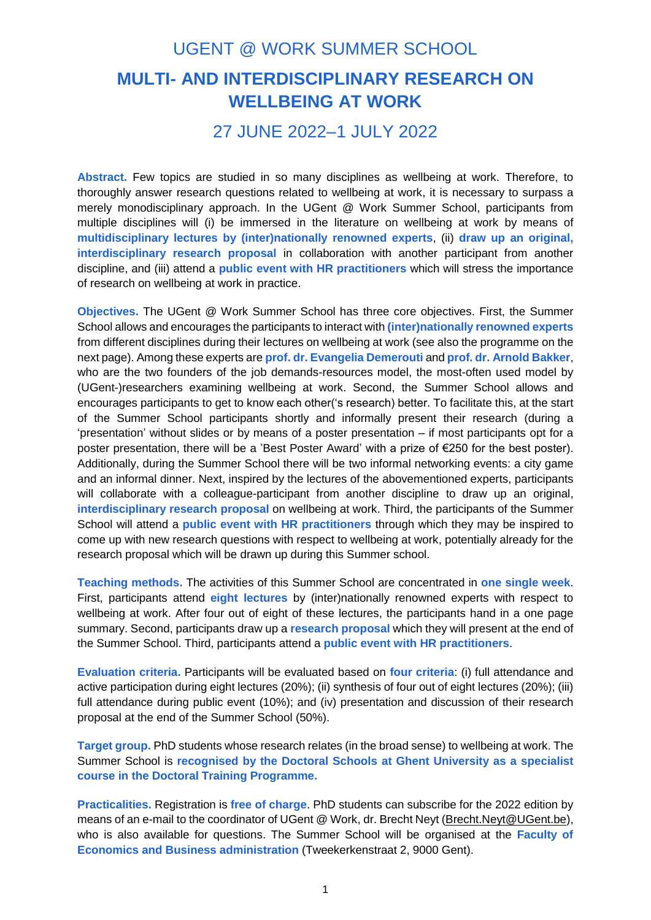# UGENT @ WORK SUMMER SCHOOL

# MULTI- AND INTERDISCIPLINARY RESEARCH ON WELLBEING AT WORK

## 27 JUNE 2022–1 JULY 2022

**Abstract.** Few topics are studied in so many disciplines as wellbeing at work. Therefore, to thoroughly answer research questions related to wellbeing at work, it is necessary to surpass a merely monodisciplinary approach. In the UGent @ Work Summer School, participants from multiple disciplines will (i) be immersed in the literature on wellbeing at work by means of **multidisciplinary lectures by (inter)nationally renowned experts**, (ii) **draw up an original, interdisciplinary research proposal** in collaboration with another participant from another discipline, and (iii) attend a **public event with HR practitioners** which will stress the importance of research on wellbeing at work in practice.

**Objectives.** The UGent @ Work Summer School has three core objectives. First, the Summer School allows and encourages the participants to interact with **(inter)nationally renowned experts** from different disciplines during their lectures on wellbeing at work (see also the programme on the next page). Among these experts are **prof. dr. Evangelia Demerouti** and **prof. dr. Arnold Bakker**, who are the two founders of the job demands-resources model, the most-often used model by (UGent-)researchers examining wellbeing at work. Second, the Summer School allows and encourages participants to get to know each other('s research) better. To facilitate this, at the start of the Summer School participants shortly and informally present their research (during a 'presentation' without slides or by means of a poster presentation – if most participants opt for a poster presentation, there will be a 'Best Poster Award' with a prize of €250 for the best poster). Additionally, during the Summer School there will be two informal networking events: a city game and an informal dinner. Next, inspired by the lectures of the abovementioned experts, participants will collaborate with a colleague-participant from another discipline to draw up an original, **interdisciplinary research proposal** on wellbeing at work. Third, the participants of the Summer School will attend a **public event with HR practitioners** through which they may be inspired to come up with new research questions with respect to wellbeing at work, potentially already for the research proposal which will be drawn up during this Summer school.

**Teaching methods.** The activities of this Summer School are concentrated in **one single week**. First, participants attend **eight lectures** by (inter)nationally renowned experts with respect to wellbeing at work. After four out of eight of these lectures, the participants hand in a one page summary. Second, participants draw up a **research proposal** which they will present at the end of the Summer School. Third, participants attend a **public event with HR practitioners**.

**Evaluation criteria.** Participants will be evaluated based on **four criteria**: (i) full attendance and active participation during eight lectures (20%); (ii) synthesis of four out of eight lectures (20%); (iii) full attendance during public event (10%); and (iv) presentation and discussion of their research proposal at the end of the Summer School (50%).

**Target group.** PhD students whose research relates (in the broad sense) to wellbeing at work. The Summer School is **recognised by the Doctoral Schools at Ghent University as a specialist course in the Doctoral Training Programme.**

**Practicalities.** Registration is **free of charge**. PhD students can subscribe for the 2022 edition by means of an e-mail to the coordinator of UGent @ Work, dr. Brecht Neyt (Brecht.Neyt@UGent.be), who is also available for questions. The Summer School will be organised at the **Faculty of Economics and Business administration** (Tweekerkenstraat 2, 9000 Gent).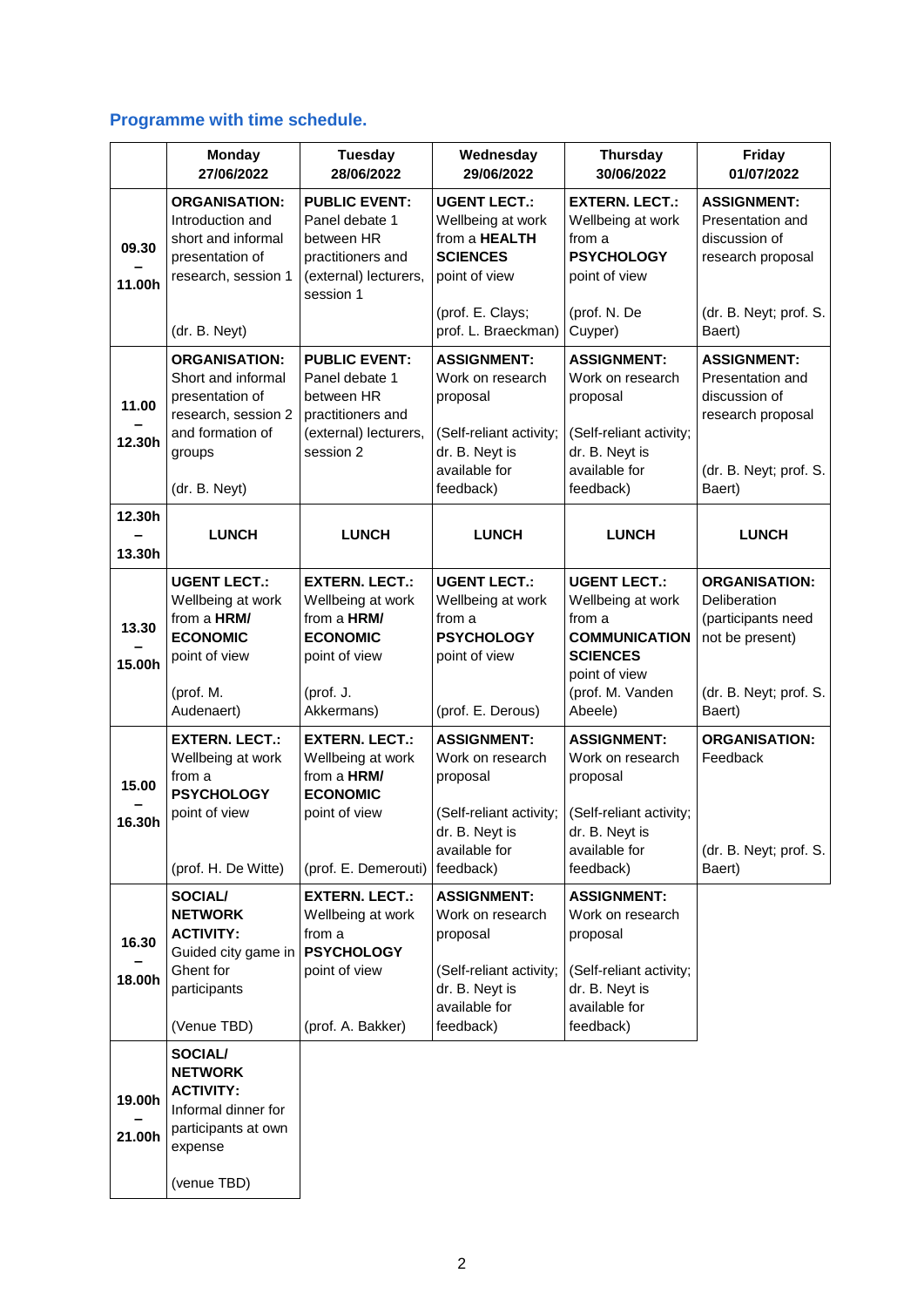## Programme with time schedule.

| | Monday 27/06/2022 | Tuesday 28/06/2022 | Wednesday 29/06/2022 | Thursday 30/06/2022 | Friday 01/07/2022 |
|---|---|---|---|---|---|
| **09.30 – 11.00h** | **ORGANISATION:** Introduction and short and informal presentation of research, session 1 (dr. B. Neyt) | **PUBLIC EVENT:** Panel debate 1 between HR practitioners and (external) lecturers, session 1 | **UGENT LECT.:** Wellbeing at work from a **HEALTH SCIENCES** point of view (prof. E. Clays; prof. L. Braeckman) | **EXTERN. LECT.:** Wellbeing at work from a **PSYCHOLOGY** point of view (prof. N. De Cuyper) | **ASSIGNMENT:** Presentation and discussion of research proposal (dr. B. Neyt; prof. S. Baert) |
| **11.00 – 12.30h** | **ORGANISATION:** Short and informal presentation of research, session 2 and formation of groups (dr. B. Neyt) | **PUBLIC EVENT:** Panel debate 1 between HR practitioners and (external) lecturers, session 2 | **ASSIGNMENT:** Work on research proposal (Self-reliant activity; dr. B. Neyt is available for feedback) | **ASSIGNMENT:** Work on research proposal (Self-reliant activity; dr. B. Neyt is available for feedback) | **ASSIGNMENT:** Presentation and discussion of research proposal (dr. B. Neyt; prof. S. Baert) |
| **12.30h – 13.30h** | **LUNCH** | **LUNCH** | **LUNCH** | **LUNCH** | **LUNCH** |
| **13.30 – 15.00h** | **UGENT LECT.:** Wellbeing at work from a **HRM/ ECONOMIC** point of view (prof. M. Audenaert) | **EXTERN. LECT.:** Wellbeing at work from a **HRM/ ECONOMIC** point of view (prof. J. Akkermans) | **UGENT LECT.:** Wellbeing at work from a **PSYCHOLOGY** point of view (prof. E. Derous) | **UGENT LECT.:** Wellbeing at work from a **COMMUNICATION SCIENCES** point of view (prof. M. Vanden Abeele) | **ORGANISATION:** Deliberation (participants need not be present) (dr. B. Neyt; prof. S. Baert) |
| **15.00 – 16.30h** | **EXTERN. LECT.:** Wellbeing at work from a **PSYCHOLOGY** point of view (prof. H. De Witte) | **EXTERN. LECT.:** Wellbeing at work from a **HRM/ ECONOMIC** point of view (prof. E. Demerouti) | **ASSIGNMENT:** Work on research proposal (Self-reliant activity; dr. B. Neyt is available for feedback) | **ASSIGNMENT:** Work on research proposal (Self-reliant activity; dr. B. Neyt is available for feedback) | **ORGANISATION:** Feedback (dr. B. Neyt; prof. S. Baert) |
| **16.30 – 18.00h** | **SOCIAL/ NETWORK ACTIVITY:** Guided city game in Ghent for participants (Venue TBD) | **EXTERN. LECT.:** Wellbeing at work from a **PSYCHOLOGY** point of view (prof. A. Bakker) | **ASSIGNMENT:** Work on research proposal (Self-reliant activity; dr. B. Neyt is available for feedback) | **ASSIGNMENT:** Work on research proposal (Self-reliant activity; dr. B. Neyt is available for feedback) | |
| **19.00h – 21.00h** | **SOCIAL/ NETWORK ACTIVITY:** Informal dinner for participants at own expense (venue TBD) | | | | |